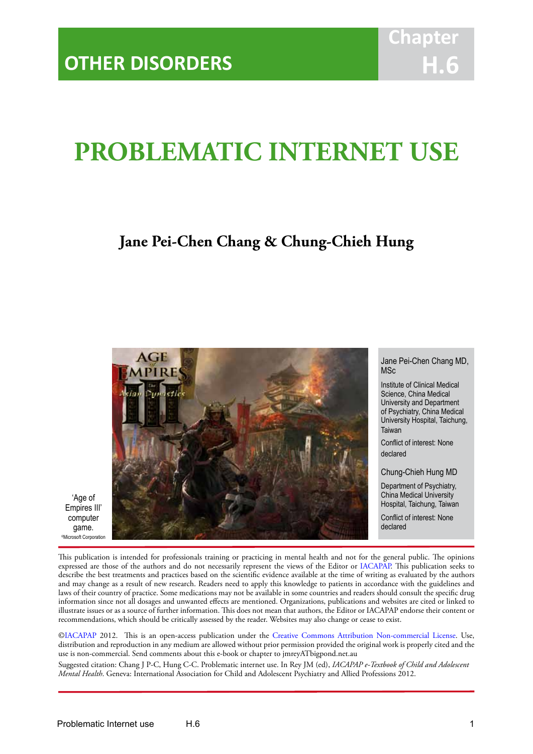OTHER DISORDERS

Chapter H.6

# PROBLEMATIC INTERNET USE

**Jane Pei-Chen Chang & Chung-Chieh Hung**

'Age of Empires III' computer game. ©Microsoft Corporation

Jane Pei-Chen Chang MD, MSc

Institute of Clinical Medical Science, China Medical University and Department of Psychiatry, China Medical University Hospital, Taichung, Taiwan

Conflict of interest: None declared

Chung-Chieh Hung MD

Department of Psychiatry, China Medical University Hospital, Taichung, Taiwan

Conflict of interest: None declared

This publication is intended for professionals training or practicing in mental health and not for the general public. The opinions expressed are those of the authors and do not necessarily represent the views of the Editor or IACAPAP. This publication seeks to describe the best treatments and practices based on the scientific evidence available at the time of writing as evaluated by the authors and may change as a result of new research. Readers need to apply this knowledge to patients in accordance with the guidelines and laws of their country of practice. Some medications may not be available in some countries and readers should consult the specific drug information since not all dosages and unwanted effects are mentioned. Organizations, publications and websites are cited or linked to illustrate issues or as a source of further information. This does not mean that authors, the Editor or IACAPAP endorse their content or recommendations, which should be critically assessed by the reader. Websites may also change or cease to exist.

©IACAPAP 2012. This is an open-access publication under the Creative Commons Attribution Non-commercial License. Use, distribution and reproduction in any medium are allowed without prior permission provided the original work is properly cited and the use is non-commercial. Send comments about this e-book or chapter to jmreyATbigpond.net.au

Suggested citation: Chang J P-C, Hung C-C. Problematic internet use. In Rey JM (ed), *IACAPAP e-Textbook of Child and Adolescent Mental Health*. Geneva: International Association for Child and Adolescent Psychiatry and Allied Professions 2012.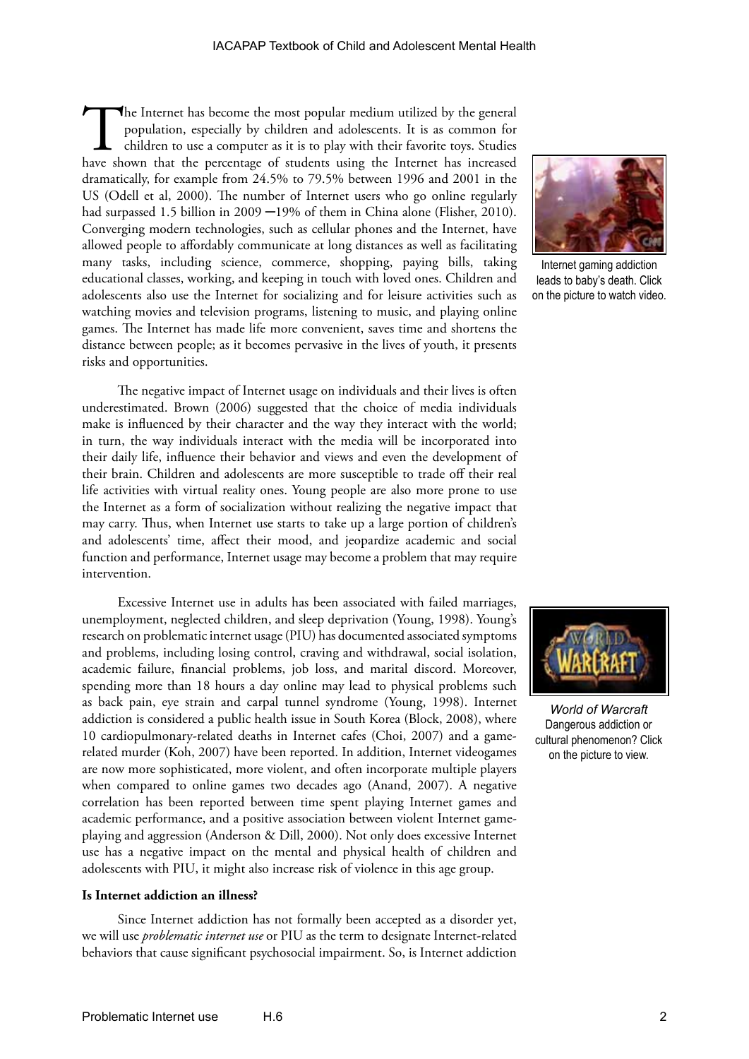The Internet has become the most popular medium utilized by the general population, especially by children and adolescents. It is as common for children to use a computer as it is to play with their favorite toys. Studies have shown that the percentage of students using the Internet has increased dramatically, for example from 24.5% to 79.5% between 1996 and 2001 in the US (Odell et al, 2000). The number of Internet users who go online regularly had surpassed 1.5 billion in 2009 ─19% of them in China alone (Flisher, 2010). Converging modern technologies, such as cellular phones and the Internet, have allowed people to affordably communicate at long distances as well as facilitating many tasks, including science, commerce, shopping, paying bills, taking educational classes, working, and keeping in touch with loved ones. Children and adolescents also use the Internet for socializing and for leisure activities such as watching movies and television programs, listening to music, and playing online games. The Internet has made life more convenient, saves time and shortens the distance between people; as it becomes pervasive in the lives of youth, it presents risks and opportunities.

Internet gaming addiction leads to baby's death. Click on the picture to watch video.

The negative impact of Internet usage on individuals and their lives is often underestimated. Brown (2006) suggested that the choice of media individuals make is influenced by their character and the way they interact with the world; in turn, the way individuals interact with the media will be incorporated into their daily life, influence their behavior and views and even the development of their brain. Children and adolescents are more susceptible to trade off their real life activities with virtual reality ones. Young people are also more prone to use the Internet as a form of socialization without realizing the negative impact that may carry. Thus, when Internet use starts to take up a large portion of children's and adolescents' time, affect their mood, and jeopardize academic and social function and performance, Internet usage may become a problem that may require intervention.

Excessive Internet use in adults has been associated with failed marriages, unemployment, neglected children, and sleep deprivation (Young, 1998). Young's research on problematic internet usage (PIU) has documented associated symptoms and problems, including losing control, craving and withdrawal, social isolation, academic failure, financial problems, job loss, and marital discord. Moreover, spending more than 18 hours a day online may lead to physical problems such as back pain, eye strain and carpal tunnel syndrome (Young, 1998). Internet addiction is considered a public health issue in South Korea (Block, 2008), where 10 cardiopulmonary-related deaths in Internet cafes (Choi, 2007) and a game-related murder (Koh, 2007) have been reported. In addition, Internet videogames are now more sophisticated, more violent, and often incorporate multiple players when compared to online games two decades ago (Anand, 2007). A negative correlation has been reported between time spent playing Internet games and academic performance, and a positive association between violent Internet game-playing and aggression (Anderson & Dill, 2000). Not only does excessive Internet use has a negative impact on the mental and physical health of children and adolescents with PIU, it might also increase risk of violence in this age group.

*World of Warcraft* Dangerous addiction or cultural phenomenon? Click on the picture to view.

**Is Internet addiction an illness?**

Since Internet addiction has not formally been accepted as a disorder yet, we will use *problematic internet use* or PIU as the term to designate Internet-related behaviors that cause significant psychosocial impairment. So, is Internet addiction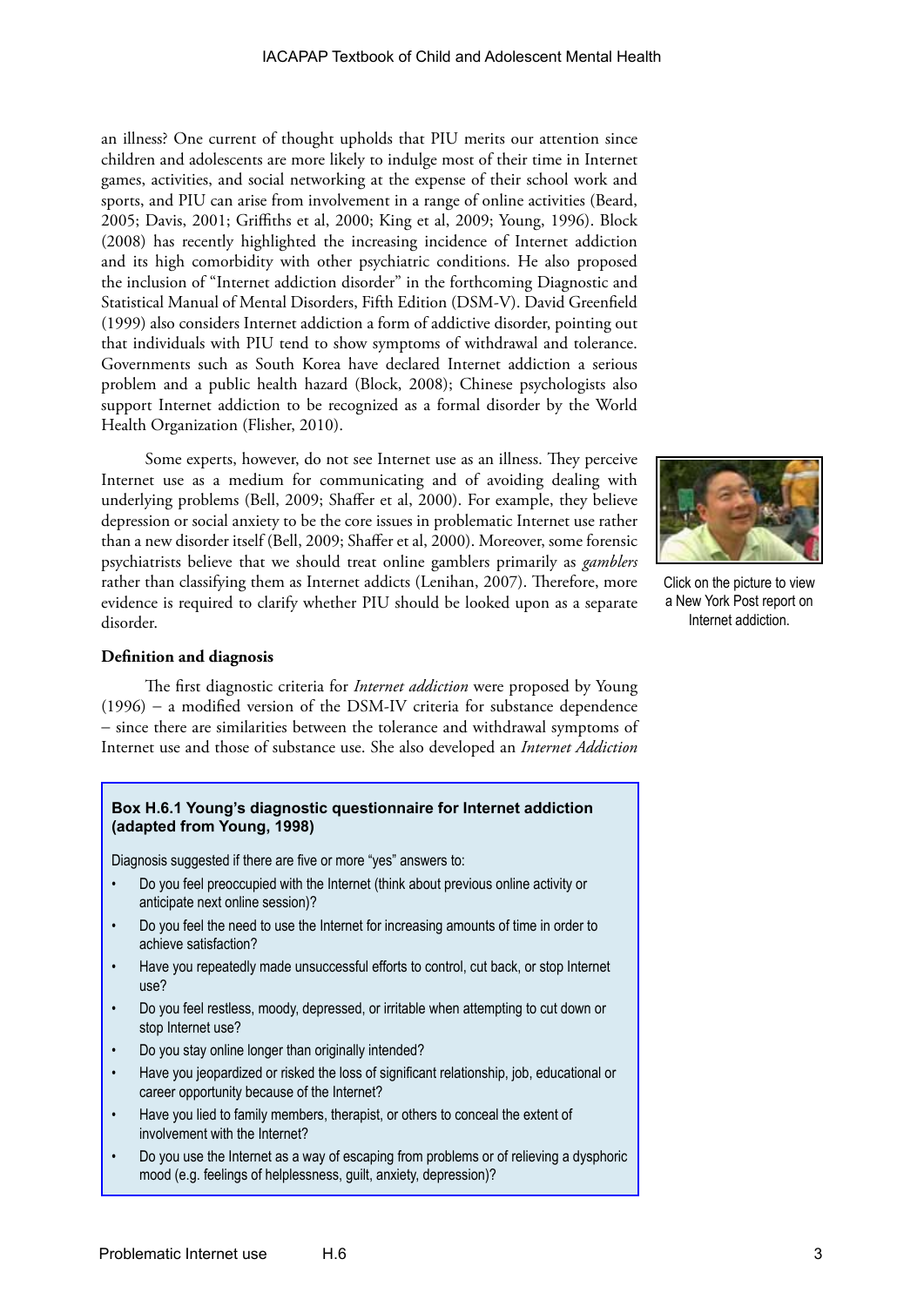an illness? One current of thought upholds that PIU merits our attention since children and adolescents are more likely to indulge most of their time in Internet games, activities, and social networking at the expense of their school work and sports, and PIU can arise from involvement in a range of online activities (Beard, 2005; Davis, 2001; Griffiths et al, 2000; King et al, 2009; Young, 1996). Block (2008) has recently highlighted the increasing incidence of Internet addiction and its high comorbidity with other psychiatric conditions. He also proposed the inclusion of "Internet addiction disorder" in the forthcoming Diagnostic and Statistical Manual of Mental Disorders, Fifth Edition (DSM-V). David Greenfield (1999) also considers Internet addiction a form of addictive disorder, pointing out that individuals with PIU tend to show symptoms of withdrawal and tolerance. Governments such as South Korea have declared Internet addiction a serious problem and a public health hazard (Block, 2008); Chinese psychologists also support Internet addiction to be recognized as a formal disorder by the World Health Organization (Flisher, 2010).

Some experts, however, do not see Internet use as an illness. They perceive Internet use as a medium for communicating and of avoiding dealing with underlying problems (Bell, 2009; Shaffer et al, 2000). For example, they believe depression or social anxiety to be the core issues in problematic Internet use rather than a new disorder itself (Bell, 2009; Shaffer et al, 2000). Moreover, some forensic psychiatrists believe that we should treat online gamblers primarily as *gamblers* rather than classifying them as Internet addicts (Lenihan, 2007). Therefore, more evidence is required to clarify whether PIU should be looked upon as a separate disorder.

Click on the picture to view a New York Post report on Internet addiction.

**Definition and diagnosis**

The first diagnostic criteria for *Internet addiction* were proposed by Young (1996) – a modified version of the DSM-IV criteria for substance dependence – since there are similarities between the tolerance and withdrawal symptoms of Internet use and those of substance use. She also developed an *Internet Addiction*

**Box H.6.1 Young's diagnostic questionnaire for Internet addiction (adapted from Young, 1998)**

Diagnosis suggested if there are five or more "yes" answers to:

- Do you feel preoccupied with the Internet (think about previous online activity or anticipate next online session)?
- Do you feel the need to use the Internet for increasing amounts of time in order to achieve satisfaction?
- Have you repeatedly made unsuccessful efforts to control, cut back, or stop Internet use?
- Do you feel restless, moody, depressed, or irritable when attempting to cut down or stop Internet use?
- Do you stay online longer than originally intended?
- Have you jeopardized or risked the loss of significant relationship, job, educational or career opportunity because of the Internet?
- Have you lied to family members, therapist, or others to conceal the extent of involvement with the Internet?
- Do you use the Internet as a way of escaping from problems or of relieving a dysphoric mood (e.g. feelings of helplessness, guilt, anxiety, depression)?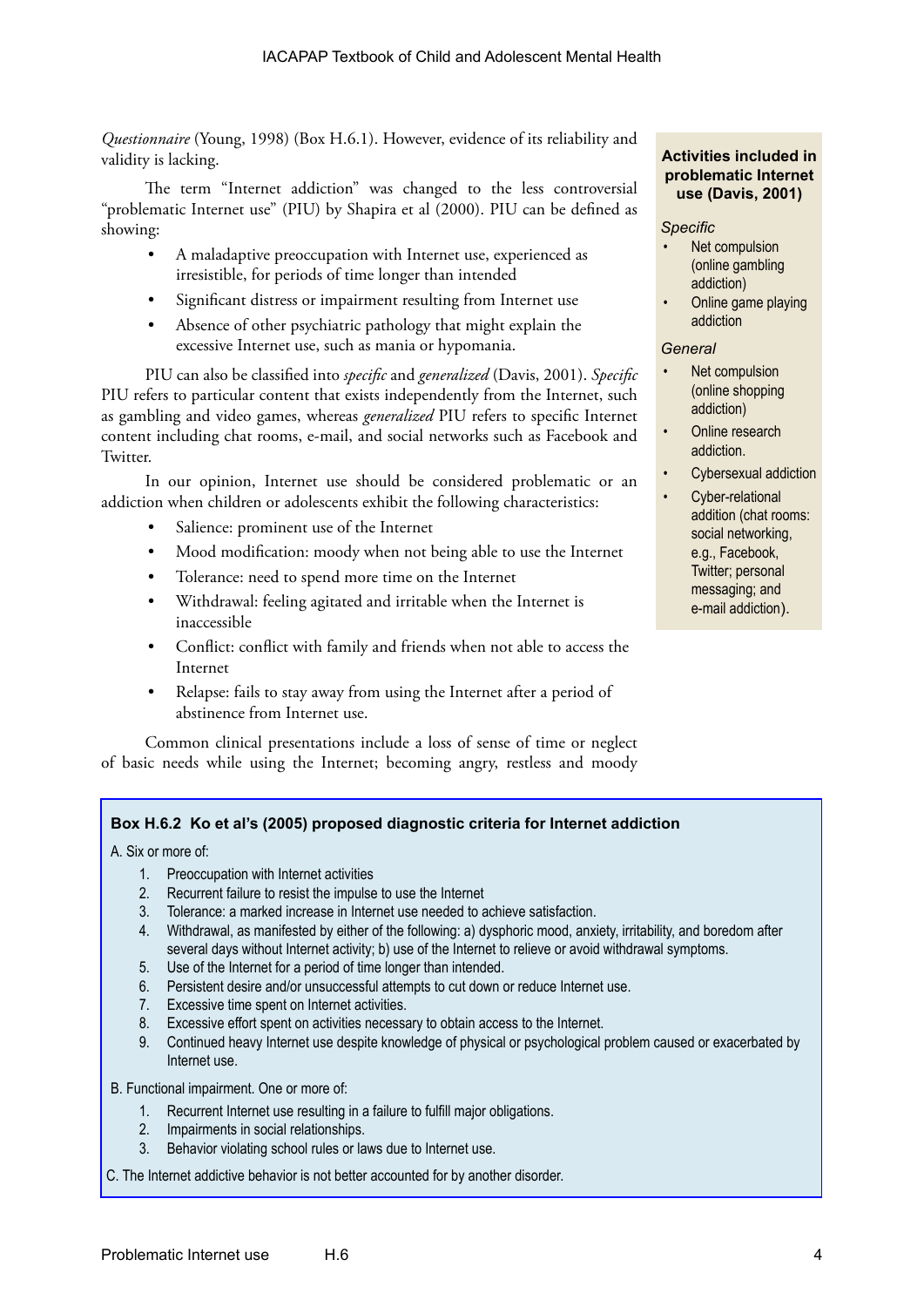*Questionnaire* (Young, 1998) (Box H.6.1). However, evidence of its reliability and validity is lacking.

The term "Internet addiction" was changed to the less controversial "problematic Internet use" (PIU) by Shapira et al (2000). PIU can be defined as showing:

- A maladaptive preoccupation with Internet use, experienced as irresistible, for periods of time longer than intended
- Significant distress or impairment resulting from Internet use
- Absence of other psychiatric pathology that might explain the excessive Internet use, such as mania or hypomania.

PIU can also be classified into *specific* and *generalized* (Davis, 2001). *Specific* PIU refers to particular content that exists independently from the Internet, such as gambling and video games, whereas *generalized* PIU refers to specific Internet content including chat rooms, e-mail, and social networks such as Facebook and Twitter.

In our opinion, Internet use should be considered problematic or an addiction when children or adolescents exhibit the following characteristics:

- Salience: prominent use of the Internet
- Mood modification: moody when not being able to use the Internet
- Tolerance: need to spend more time on the Internet
- Withdrawal: feeling agitated and irritable when the Internet is inaccessible
- Conflict: conflict with family and friends when not able to access the Internet
- Relapse: fails to stay away from using the Internet after a period of abstinence from Internet use.

Common clinical presentations include a loss of sense of time or neglect of basic needs while using the Internet; becoming angry, restless and moody

**Activities included in problematic Internet use (Davis, 2001)**

*Specific*

- Net compulsion (online gambling addiction)
- Online game playing addiction

*General*

- Net compulsion (online shopping addiction)
- Online research addiction.
- Cybersexual addiction
- Cyber-relational addiction (chat rooms: social networking, e.g., Facebook, Twitter; personal messaging; and e-mail addiction).

**Box H.6.2 Ko et al's (2005) proposed diagnostic criteria for Internet addiction**

A. Six or more of:

1. Preoccupation with Internet activities
2. Recurrent failure to resist the impulse to use the Internet
3. Tolerance: a marked increase in Internet use needed to achieve satisfaction.
4. Withdrawal, as manifested by either of the following: a) dysphoric mood, anxiety, irritability, and boredom after several days without Internet activity; b) use of the Internet to relieve or avoid withdrawal symptoms.
5. Use of the Internet for a period of time longer than intended.
6. Persistent desire and/or unsuccessful attempts to cut down or reduce Internet use.
7. Excessive time spent on Internet activities.
8. Excessive effort spent on activities necessary to obtain access to the Internet.
9. Continued heavy Internet use despite knowledge of physical or psychological problem caused or exacerbated by Internet use.

B. Functional impairment. One or more of:

1. Recurrent Internet use resulting in a failure to fulfill major obligations.
2. Impairments in social relationships.
3. Behavior violating school rules or laws due to Internet use.

C. The Internet addictive behavior is not better accounted for by another disorder.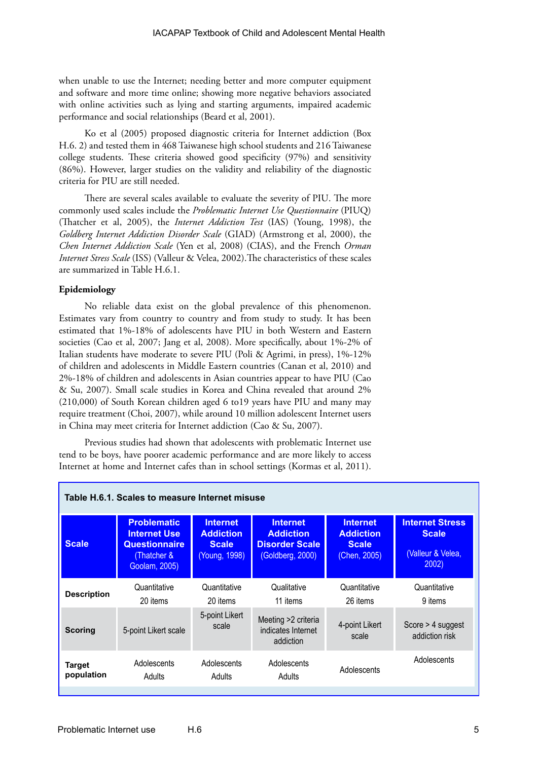when unable to use the Internet; needing better and more computer equipment and software and more time online; showing more negative behaviors associated with online activities such as lying and starting arguments, impaired academic performance and social relationships (Beard et al, 2001).

Ko et al (2005) proposed diagnostic criteria for Internet addiction (Box H.6. 2) and tested them in 468 Taiwanese high school students and 216 Taiwanese college students. These criteria showed good specificity (97%) and sensitivity (86%). However, larger studies on the validity and reliability of the diagnostic criteria for PIU are still needed.

There are several scales available to evaluate the severity of PIU. The more commonly used scales include the *Problematic Internet Use Questionnaire* (PIUQ) (Thatcher et al, 2005), the *Internet Addiction Test* (IAS) (Young, 1998), the *Goldberg Internet Addiction Disorder Scale* (GIAD) (Armstrong et al, 2000), the *Chen Internet Addiction Scale* (Yen et al, 2008) (CIAS), and the French *Orman Internet Stress Scale* (ISS) (Valleur & Velea, 2002).The characteristics of these scales are summarized in Table H.6.1.

**Epidemiology**

No reliable data exist on the global prevalence of this phenomenon. Estimates vary from country to country and from study to study. It has been estimated that 1%-18% of adolescents have PIU in both Western and Eastern societies (Cao et al, 2007; Jang et al, 2008). More specifically, about 1%-2% of Italian students have moderate to severe PIU (Poli & Agrimi, in press), 1%-12% of children and adolescents in Middle Eastern countries (Canan et al, 2010) and 2%-18% of children and adolescents in Asian countries appear to have PIU (Cao & Su, 2007). Small scale studies in Korea and China revealed that around 2% (210,000) of South Korean children aged 6 to19 years have PIU and many may require treatment (Choi, 2007), while around 10 million adolescent Internet users in China may meet criteria for Internet addiction (Cao & Su, 2007).

Previous studies had shown that adolescents with problematic Internet use tend to be boys, have poorer academic performance and are more likely to access Internet at home and Internet cafes than in school settings (Kormas et al, 2011).

**Table H.6.1. Scales to measure Internet misuse**

| Scale | Problematic Internet Use Questionnaire (Thatcher & Goolam, 2005) | Internet Addiction Scale (Young, 1998) | Internet Addiction Disorder Scale (Goldberg, 2000) | Internet Addiction Scale (Chen, 2005) | Internet Stress Scale (Valleur & Velea, 2002) |
|---|---|---|---|---|---|
| **Description** | Quantitative 20 items | Quantitative 20 items | Qualitative 11 items | Quantitative 26 items | Quantitative 9 items |
| **Scoring** | 5-point Likert scale | 5-point Likert scale | Meeting >2 criteria indicates Internet addiction | 4-point Likert scale | Score > 4 suggest addiction risk |
| **Target population** | Adolescents Adults | Adolescents Adults | Adolescents Adults | Adolescents | Adolescents |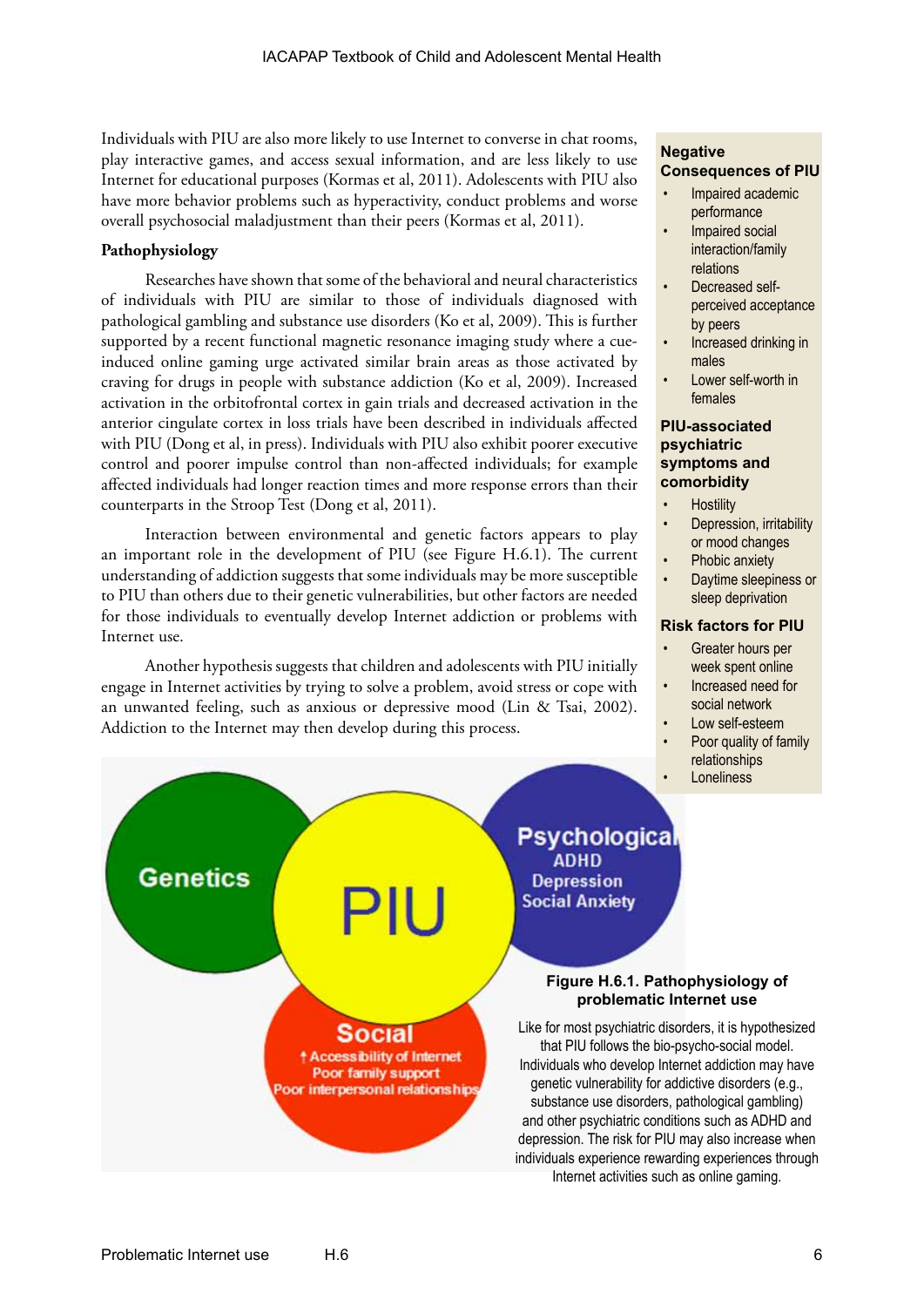Individuals with PIU are also more likely to use Internet to converse in chat rooms, play interactive games, and access sexual information, and are less likely to use Internet for educational purposes (Kormas et al, 2011). Adolescents with PIU also have more behavior problems such as hyperactivity, conduct problems and worse overall psychosocial maladjustment than their peers (Kormas et al, 2011).

**Pathophysiology**

Researches have shown that some of the behavioral and neural characteristics of individuals with PIU are similar to those of individuals diagnosed with pathological gambling and substance use disorders (Ko et al, 2009). This is further supported by a recent functional magnetic resonance imaging study where a cue-induced online gaming urge activated similar brain areas as those activated by craving for drugs in people with substance addiction (Ko et al, 2009). Increased activation in the orbitofrontal cortex in gain trials and decreased activation in the anterior cingulate cortex in loss trials have been described in individuals affected with PIU (Dong et al, in press). Individuals with PIU also exhibit poorer executive control and poorer impulse control than non-affected individuals; for example affected individuals had longer reaction times and more response errors than their counterparts in the Stroop Test (Dong et al, 2011).

Interaction between environmental and genetic factors appears to play an important role in the development of PIU (see Figure H.6.1). The current understanding of addiction suggests that some individuals may be more susceptible to PIU than others due to their genetic vulnerabilities, but other factors are needed for those individuals to eventually develop Internet addiction or problems with Internet use.

Another hypothesis suggests that children and adolescents with PIU initially engage in Internet activities by trying to solve a problem, avoid stress or cope with an unwanted feeling, such as anxious or depressive mood (Lin & Tsai, 2002). Addiction to the Internet may then develop during this process.

**Negative Consequences of PIU**

- Impaired academic performance
- Impaired social interaction/family relations
- Decreased self-perceived acceptance by peers
- Increased drinking in males
- Lower self-worth in females

**PIU-associated psychiatric symptoms and comorbidity**

- Hostility
- Depression, irritability or mood changes
- Phobic anxiety
- Daytime sleepiness or sleep deprivation

**Risk factors for PIU**

- Greater hours per week spent online
- Increased need for social network
- Low self-esteem
- Poor quality of family relationships
- Loneliness

Genetics

PIU

Psychological
ADHD
Depression
Social Anxiety

Social
↑Accessibility of Internet
Poor family support
Poor interpersonal relationships

**Figure H.6.1. Pathophysiology of problematic Internet use**

Like for most psychiatric disorders, it is hypothesized that PIU follows the bio-psycho-social model. Individuals who develop Internet addiction may have genetic vulnerability for addictive disorders (e.g., substance use disorders, pathological gambling) and other psychiatric conditions such as ADHD and depression. The risk for PIU may also increase when individuals experience rewarding experiences through Internet activities such as online gaming.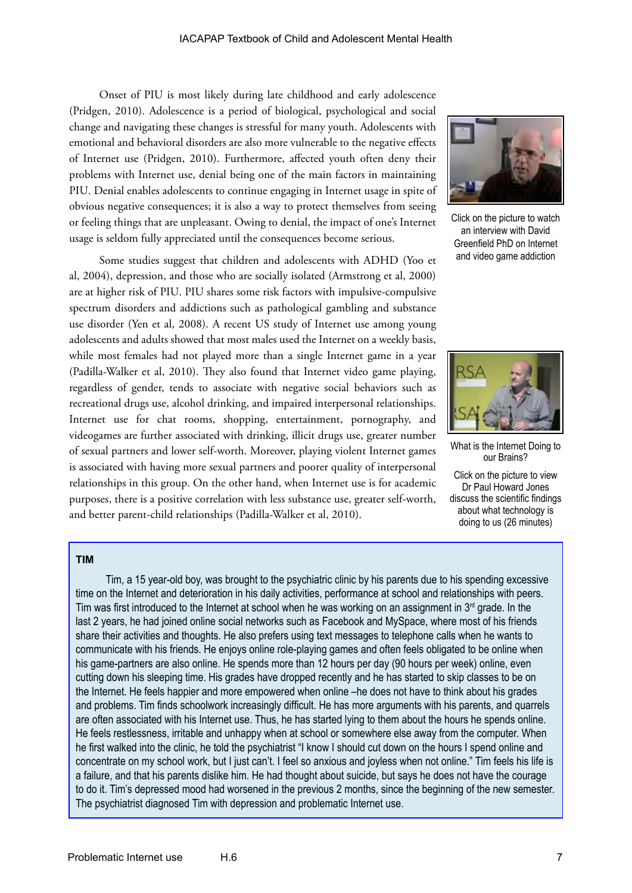Onset of PIU is most likely during late childhood and early adolescence (Pridgen, 2010). Adolescence is a period of biological, psychological and social change and navigating these changes is stressful for many youth. Adolescents with emotional and behavioral disorders are also more vulnerable to the negative effects of Internet use (Pridgen, 2010). Furthermore, affected youth often deny their problems with Internet use, denial being one of the main factors in maintaining PIU. Denial enables adolescents to continue engaging in Internet usage in spite of obvious negative consequences; it is also a way to protect themselves from seeing or feeling things that are unpleasant. Owing to denial, the impact of one's Internet usage is seldom fully appreciated until the consequences become serious.

Click on the picture to watch an interview with David Greenfield PhD on Internet and video game addiction

Some studies suggest that children and adolescents with ADHD (Yoo et al, 2004), depression, and those who are socially isolated (Armstrong et al, 2000) are at higher risk of PIU. PIU shares some risk factors with impulsive-compulsive spectrum disorders and addictions such as pathological gambling and substance use disorder (Yen et al, 2008). A recent US study of Internet use among young adolescents and adults showed that most males used the Internet on a weekly basis, while most females had not played more than a single Internet game in a year (Padilla-Walker et al, 2010). They also found that Internet video game playing, regardless of gender, tends to associate with negative social behaviors such as recreational drugs use, alcohol drinking, and impaired interpersonal relationships. Internet use for chat rooms, shopping, entertainment, pornography, and videogames are further associated with drinking, illicit drugs use, greater number of sexual partners and lower self-worth. Moreover, playing violent Internet games is associated with having more sexual partners and poorer quality of interpersonal relationships in this group. On the other hand, when Internet use is for academic purposes, there is a positive correlation with less substance use, greater self-worth, and better parent-child relationships (Padilla-Walker et al, 2010).

What is the Internet Doing to our Brains?

Click on the picture to view Dr Paul Howard Jones discuss the scientific findings about what technology is doing to us (26 minutes)

**TIM**

Tim, a 15 year-old boy, was brought to the psychiatric clinic by his parents due to his spending excessive time on the Internet and deterioration in his daily activities, performance at school and relationships with peers. Tim was first introduced to the Internet at school when he was working on an assignment in 3rd grade. In the last 2 years, he had joined online social networks such as Facebook and MySpace, where most of his friends share their activities and thoughts. He also prefers using text messages to telephone calls when he wants to communicate with his friends. He enjoys online role-playing games and often feels obligated to be online when his game-partners are also online. He spends more than 12 hours per day (90 hours per week) online, even cutting down his sleeping time. His grades have dropped recently and he has started to skip classes to be on the Internet. He feels happier and more empowered when online –he does not have to think about his grades and problems. Tim finds schoolwork increasingly difficult. He has more arguments with his parents, and quarrels are often associated with his Internet use. Thus, he has started lying to them about the hours he spends online. He feels restlessness, irritable and unhappy when at school or somewhere else away from the computer. When he first walked into the clinic, he told the psychiatrist "I know I should cut down on the hours I spend online and concentrate on my school work, but I just can't. I feel so anxious and joyless when not online." Tim feels his life is a failure, and that his parents dislike him. He had thought about suicide, but says he does not have the courage to do it. Tim's depressed mood had worsened in the previous 2 months, since the beginning of the new semester. The psychiatrist diagnosed Tim with depression and problematic Internet use.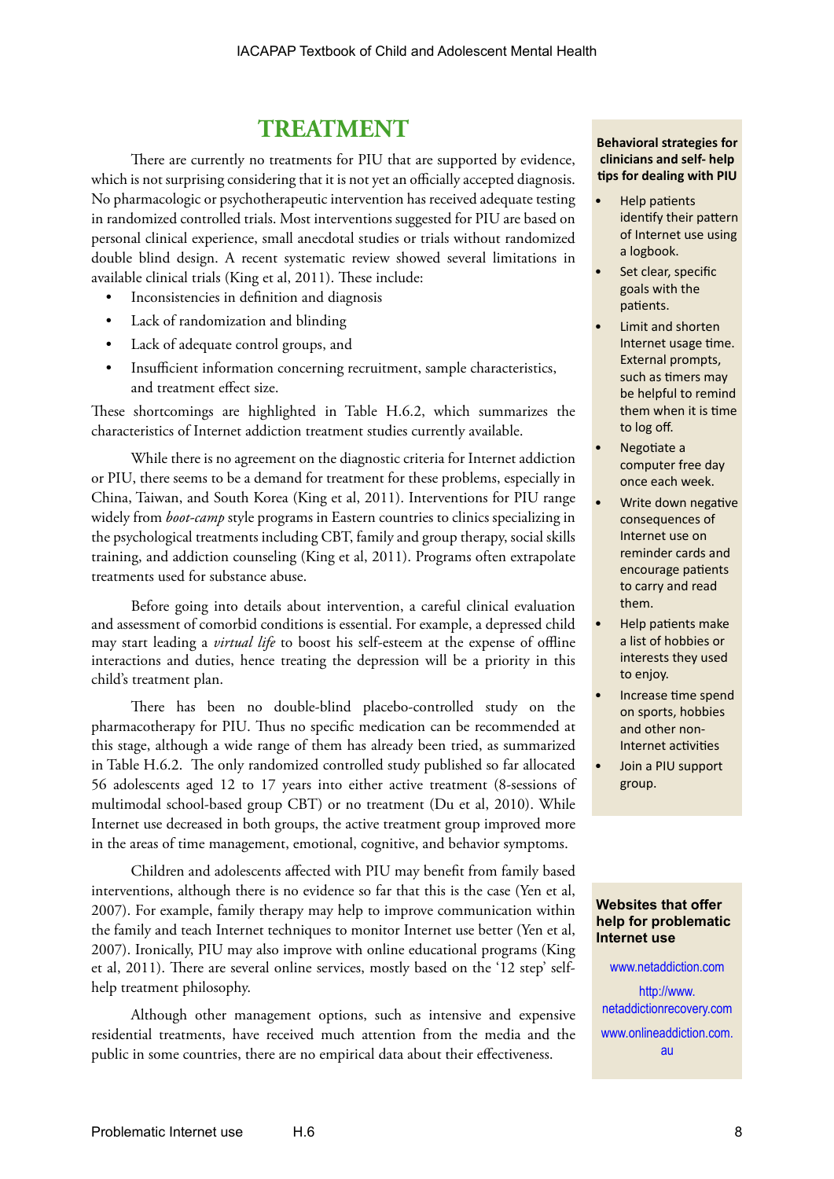## TREATMENT

There are currently no treatments for PIU that are supported by evidence, which is not surprising considering that it is not yet an officially accepted diagnosis. No pharmacologic or psychotherapeutic intervention has received adequate testing in randomized controlled trials. Most interventions suggested for PIU are based on personal clinical experience, small anecdotal studies or trials without randomized double blind design. A recent systematic review showed several limitations in available clinical trials (King et al, 2011). These include:

- Inconsistencies in definition and diagnosis
- Lack of randomization and blinding
- Lack of adequate control groups, and
- Insufficient information concerning recruitment, sample characteristics, and treatment effect size.

These shortcomings are highlighted in Table H.6.2, which summarizes the characteristics of Internet addiction treatment studies currently available.

While there is no agreement on the diagnostic criteria for Internet addiction or PIU, there seems to be a demand for treatment for these problems, especially in China, Taiwan, and South Korea (King et al, 2011). Interventions for PIU range widely from *boot-camp* style programs in Eastern countries to clinics specializing in the psychological treatments including CBT, family and group therapy, social skills training, and addiction counseling (King et al, 2011). Programs often extrapolate treatments used for substance abuse.

Before going into details about intervention, a careful clinical evaluation and assessment of comorbid conditions is essential. For example, a depressed child may start leading a *virtual life* to boost his self-esteem at the expense of offline interactions and duties, hence treating the depression will be a priority in this child's treatment plan.

There has been no double-blind placebo-controlled study on the pharmacotherapy for PIU. Thus no specific medication can be recommended at this stage, although a wide range of them has already been tried, as summarized in Table H.6.2. The only randomized controlled study published so far allocated 56 adolescents aged 12 to 17 years into either active treatment (8-sessions of multimodal school-based group CBT) or no treatment (Du et al, 2010). While Internet use decreased in both groups, the active treatment group improved more in the areas of time management, emotional, cognitive, and behavior symptoms.

Children and adolescents affected with PIU may benefit from family based interventions, although there is no evidence so far that this is the case (Yen et al, 2007). For example, family therapy may help to improve communication within the family and teach Internet techniques to monitor Internet use better (Yen et al, 2007). Ironically, PIU may also improve with online educational programs (King et al, 2011). There are several online services, mostly based on the '12 step' self-help treatment philosophy.

Although other management options, such as intensive and expensive residential treatments, have received much attention from the media and the public in some countries, there are no empirical data about their effectiveness.

**Behavioral strategies for clinicians and self- help tips for dealing with PIU**

- Help patients identify their pattern of Internet use using a logbook.
- Set clear, specific goals with the patients.
- Limit and shorten Internet usage time. External prompts, such as timers may be helpful to remind them when it is time to log off.
- Negotiate a computer free day once each week.
- Write down negative consequences of Internet use on reminder cards and encourage patients to carry and read them.
- Help patients make a list of hobbies or interests they used to enjoy.
- Increase time spend on sports, hobbies and other non-Internet activities
- Join a PIU support group.

**Websites that offer help for problematic Internet use**

www.netaddiction.com

http://www.netaddictionrecovery.com

www.onlineaddiction.com.au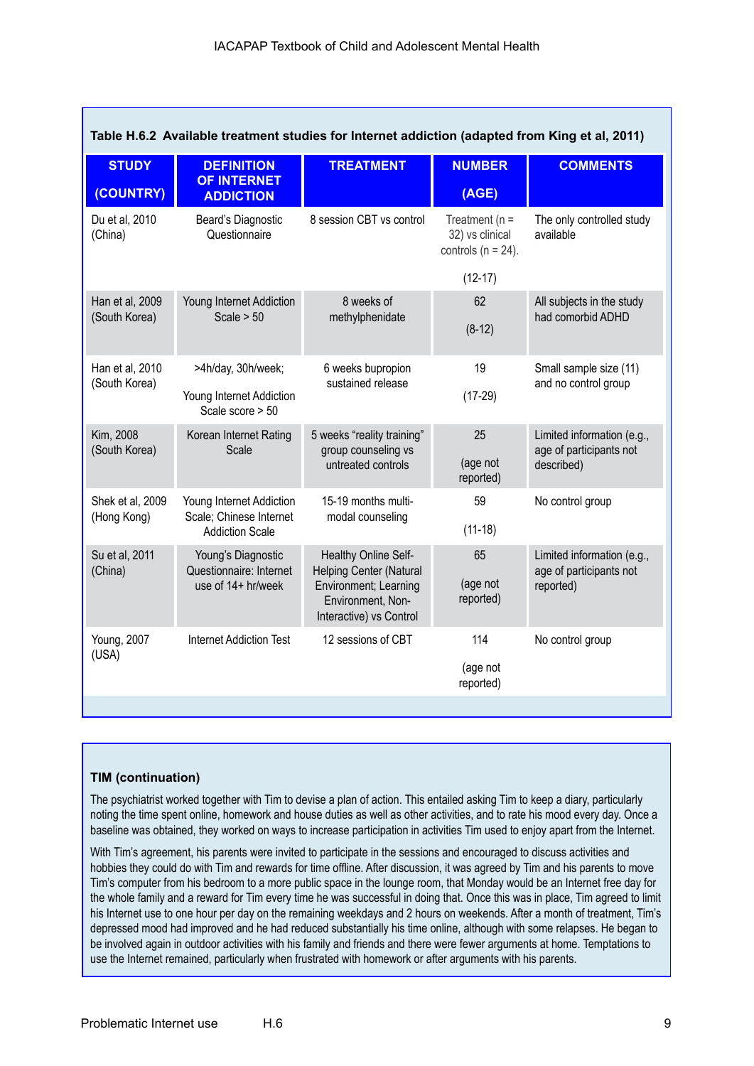**Table H.6.2 Available treatment studies for Internet addiction (adapted from King et al, 2011)**

| STUDY (COUNTRY) | DEFINITION OF INTERNET ADDICTION | TREATMENT | NUMBER (AGE) | COMMENTS |
|---|---|---|---|---|
| Du et al, 2010 (China) | Beard's Diagnostic Questionnaire | 8 session CBT vs control | Treatment (n = 32) vs clinical controls (n = 24). (12-17) | The only controlled study available |
| Han et al, 2009 (South Korea) | Young Internet Addiction Scale > 50 | 8 weeks of methylphenidate | 62 (8-12) | All subjects in the study had comorbid ADHD |
| Han et al, 2010 (South Korea) | >4h/day, 30h/week; Young Internet Addiction Scale score > 50 | 6 weeks bupropion sustained release | 19 (17-29) | Small sample size (11) and no control group |
| Kim, 2008 (South Korea) | Korean Internet Rating Scale | 5 weeks "reality training" group counseling vs untreated controls | 25 (age not reported) | Limited information (e.g., age of participants not described) |
| Shek et al, 2009 (Hong Kong) | Young Internet Addiction Scale; Chinese Internet Addiction Scale | 15-19 months multi-modal counseling | 59 (11-18) | No control group |
| Su et al, 2011 (China) | Young's Diagnostic Questionnaire: Internet use of 14+ hr/week | Healthy Online Self-Helping Center (Natural Environment; Learning Environment, Non-Interactive) vs Control | 65 (age not reported) | Limited information (e.g., age of participants not reported) |
| Young, 2007 (USA) | Internet Addiction Test | 12 sessions of CBT | 114 (age not reported) | No control group |

**TIM (continuation)**

The psychiatrist worked together with Tim to devise a plan of action. This entailed asking Tim to keep a diary, particularly noting the time spent online, homework and house duties as well as other activities, and to rate his mood every day. Once a baseline was obtained, they worked on ways to increase participation in activities Tim used to enjoy apart from the Internet.

With Tim's agreement, his parents were invited to participate in the sessions and encouraged to discuss activities and hobbies they could do with Tim and rewards for time offline. After discussion, it was agreed by Tim and his parents to move Tim's computer from his bedroom to a more public space in the lounge room, that Monday would be an Internet free day for the whole family and a reward for Tim every time he was successful in doing that. Once this was in place, Tim agreed to limit his Internet use to one hour per day on the remaining weekdays and 2 hours on weekends. After a month of treatment, Tim's depressed mood had improved and he had reduced substantially his time online, although with some relapses. He began to be involved again in outdoor activities with his family and friends and there were fewer arguments at home. Temptations to use the Internet remained, particularly when frustrated with homework or after arguments with his parents.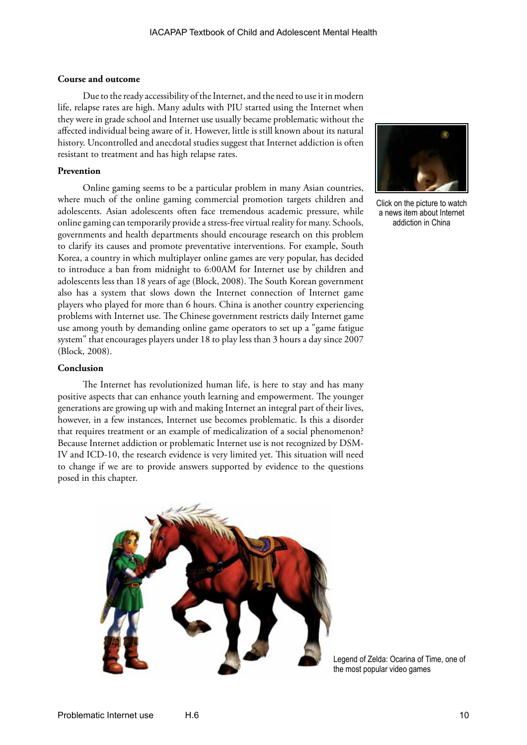### Course and outcome

Due to the ready accessibility of the Internet, and the need to use it in modern life, relapse rates are high. Many adults with PIU started using the Internet when they were in grade school and Internet use usually became problematic without the affected individual being aware of it. However, little is still known about its natural history. Uncontrolled and anecdotal studies suggest that Internet addiction is often resistant to treatment and has high relapse rates.

Click on the picture to watch a news item about Internet addiction in China

### Prevention

Online gaming seems to be a particular problem in many Asian countries, where much of the online gaming commercial promotion targets children and adolescents. Asian adolescents often face tremendous academic pressure, while online gaming can temporarily provide a stress-free virtual reality for many. Schools, governments and health departments should encourage research on this problem to clarify its causes and promote preventative interventions. For example, South Korea, a country in which multiplayer online games are very popular, has decided to introduce a ban from midnight to 6:00AM for Internet use by children and adolescents less than 18 years of age (Block, 2008). The South Korean government also has a system that slows down the Internet connection of Internet game players who played for more than 6 hours. China is another country experiencing problems with Internet use. The Chinese government restricts daily Internet game use among youth by demanding online game operators to set up a "game fatigue system" that encourages players under 18 to play less than 3 hours a day since 2007 (Block, 2008).

### Conclusion

The Internet has revolutionized human life, is here to stay and has many positive aspects that can enhance youth learning and empowerment. The younger generations are growing up with and making Internet an integral part of their lives, however, in a few instances, Internet use becomes problematic. Is this a disorder that requires treatment or an example of medicalization of a social phenomenon? Because Internet addiction or problematic Internet use is not recognized by DSM-IV and ICD-10, the research evidence is very limited yet. This situation will need to change if we are to provide answers supported by evidence to the questions posed in this chapter.

Legend of Zelda: Ocarina of Time, one of the most popular video games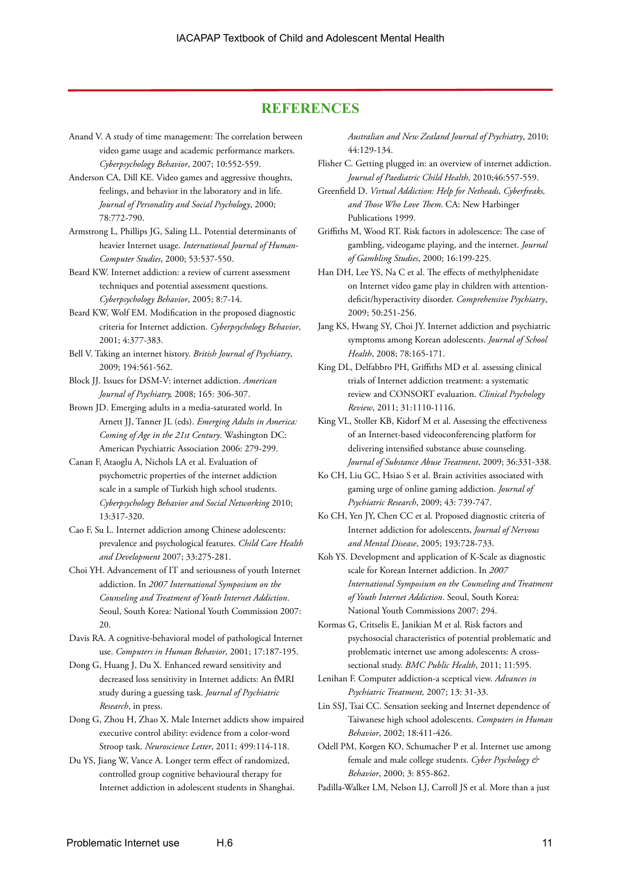## REFERENCES

Anand V. A study of time management: The correlation between video game usage and academic performance markers. *Cyberpsychology Behavior*, 2007; 10:552-559.

Anderson CA, Dill KE. Video games and aggressive thoughts, feelings, and behavior in the laboratory and in life. *Journal of Personality and Social Psychology*, 2000; 78:772-790.

Armstrong L, Phillips JG, Saling LL. Potential determinants of heavier Internet usage. *International Journal of Human-Computer Studies*, 2000; 53:537-550.

Beard KW. Internet addiction: a review of current assessment techniques and potential assessment questions. *Cyberpsychology Behavior*, 2005; 8:7-14.

Beard KW, Wolf EM. Modification in the proposed diagnostic criteria for Internet addiction. *Cyberpsychology Behavior*, 2001; 4:377-383.

Bell V. Taking an internet history. *British Journal of Psychiatry*, 2009; 194:561-562.

Block JJ. Issues for DSM-V: internet addiction. *American Journal of Psychiatry,* 2008; 165: 306-307.

Brown JD. Emerging adults in a media-saturated world. In Arnett JJ, Tanner JL (eds). *Emerging Adults in America: Coming of Age in the 21st Century*. Washington DC: American Psychiatric Association 2006: 279-299.

Canan F, Ataoglu A, Nichols LA et al. Evaluation of psychometric properties of the internet addiction scale in a sample of Turkish high school students. *Cyberpsychology Behavior and Social Networking* 2010; 13:317-320.

Cao F, Su L. Internet addiction among Chinese adolescents: prevalence and psychological features. *Child Care Health and Development* 2007; 33:275-281.

Choi YH. Advancement of IT and seriousness of youth Internet addiction. In *2007 International Symposium on the Counseling and Treatment of Youth Internet Addiction*. Seoul, South Korea: National Youth Commission 2007: 20.

Davis RA. A cognitive-behavioral model of pathological Internet use. *Computers in Human Behavior*, 2001; 17:187-195.

Dong G, Huang J, Du X. Enhanced reward sensitivity and decreased loss sensitivity in Internet addicts: An fMRI study during a guessing task. *Journal of Psychiatric Research*, in press.

Dong G, Zhou H, Zhao X. Male Internet addicts show impaired executive control ability: evidence from a color-word Stroop task. *Neuroscience Letter*, 2011; 499:114-118.

Du YS, Jiang W, Vance A. Longer term effect of randomized, controlled group cognitive behavioural therapy for Internet addiction in adolescent students in Shanghai. *Australian and New Zealand Journal of Psychiatry*, 2010; 44:129-134.

Flisher C. Getting plugged in: an overview of internet addiction. *Journal of Paediatric Child Health*, 2010;46:557-559.

Greenfield D. *Virtual Addiction: Help for Netheads, Cyberfreaks, and Those Who Love Them*. CA: New Harbinger Publications 1999.

Griffiths M, Wood RT. Risk factors in adolescence: The case of gambling, videogame playing, and the internet. *Journal of Gambling Studies*, 2000; 16:199-225.

Han DH, Lee YS, Na C et al. The effects of methylphenidate on Internet video game play in children with attention-deficit/hyperactivity disorder. *Comprehensive Psychiatry*, 2009; 50:251-256.

Jang KS, Hwang SY, Choi JY. Internet addiction and psychiatric symptoms among Korean adolescents. *Journal of School Health*, 2008; 78:165-171.

King DL, Delfabbro PH, Griffiths MD et al. assessing clinical trials of Internet addiction treatment: a systematic review and CONSORT evaluation. *Clinical Psychology Review*, 2011; 31:1110-1116.

King VL, Stoller KB, Kidorf M et al. Assessing the effectiveness of an Internet-based videoconferencing platform for delivering intensified substance abuse counseling. *Journal of Substance Abuse Treatment*, 2009; 36:331-338.

Ko CH, Liu GC, Hsiao S et al. Brain activities associated with gaming urge of online gaming addiction. *Journal of Psychiatric Research*, 2009; 43: 739-747.

Ko CH, Yen JY, Chen CC et al. Proposed diagnostic criteria of Internet addiction for adolescents, *Journal of Nervous and Mental Disease*, 2005; 193:728-733.

Koh YS. Development and application of K-Scale as diagnostic scale for Korean Internet addiction. In *2007 International Symposium on the Counseling and Treatment of Youth Internet Addiction*. Seoul, South Korea: National Youth Commissions 2007: 294.

Kormas G, Critselis E, Janikian M et al. Risk factors and psychosocial characteristics of potential problematic and problematic internet use among adolescents: A cross-sectional study. *BMC Public Health*, 2011; 11:595.

Lenihan F. Computer addiction-a sceptical view. *Advances in Psychiatric Treatment,* 2007; 13: 31-33.

Lin SSJ, Tsai CC. Sensation seeking and Internet dependence of Taiwanese high school adolescents. *Computers in Human Behavior*, 2002; 18:411-426.

Odell PM, Korgen KO, Schumacher P et al. Internet use among female and male college students. *Cyber Psychology & Behavior*, 2000; 3: 855-862.

Padilla-Walker LM, Nelson LJ, Carroll JS et al. More than a just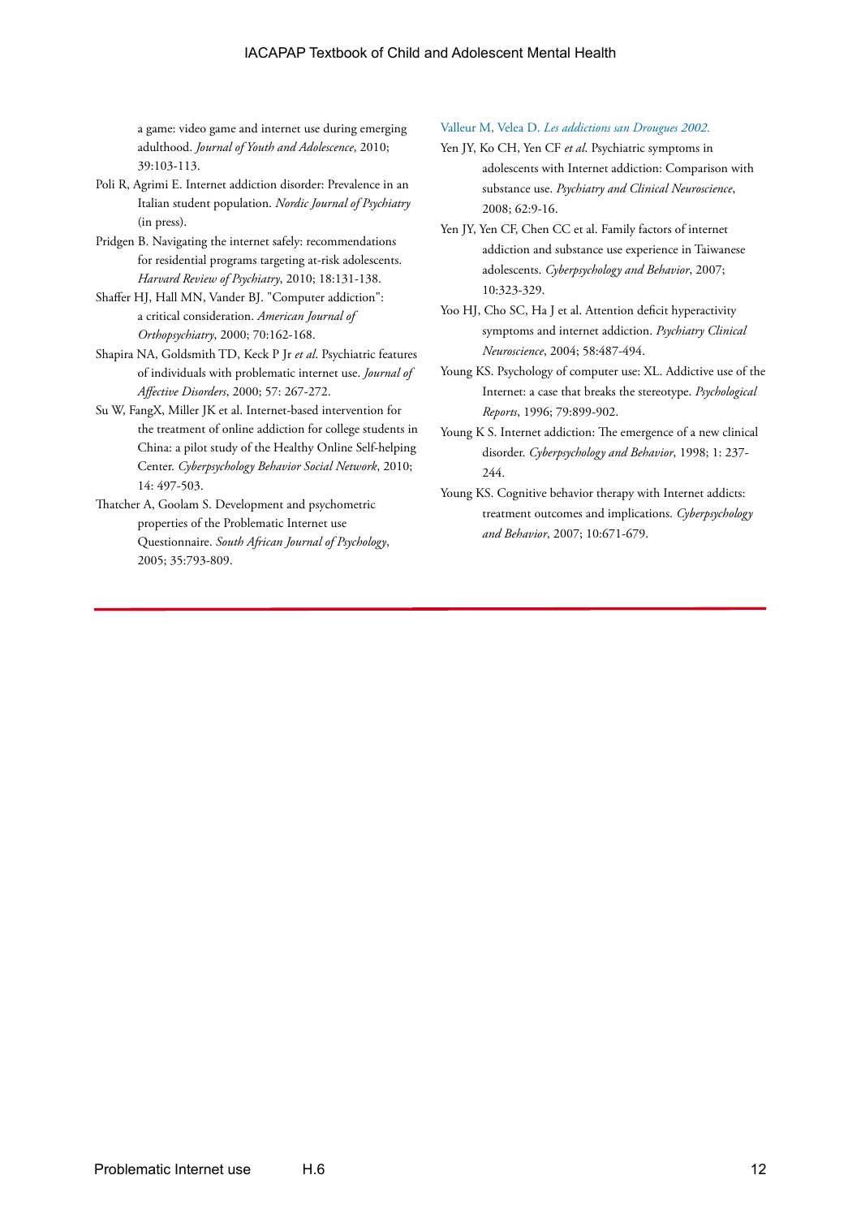a game: video game and internet use during emerging adulthood. *Journal of Youth and Adolescence*, 2010; 39:103-113.

Poli R, Agrimi E. Internet addiction disorder: Prevalence in an Italian student population. *Nordic Journal of Psychiatry* (in press).

Pridgen B. Navigating the internet safely: recommendations for residential programs targeting at-risk adolescents. *Harvard Review of Psychiatry*, 2010; 18:131-138.

Shaffer HJ, Hall MN, Vander BJ. "Computer addiction": a critical consideration. *American Journal of Orthopsychiatry*, 2000; 70:162-168.

Shapira NA, Goldsmith TD, Keck P Jr *et al*. Psychiatric features of individuals with problematic internet use. *Journal of Affective Disorders*, 2000; 57: 267-272.

Su W, FangX, Miller JK et al. Internet-based intervention for the treatment of online addiction for college students in China: a pilot study of the Healthy Online Self-helping Center. *Cyberpsychology Behavior Social Network*, 2010; 14: 497-503.

Thatcher A, Goolam S. Development and psychometric properties of the Problematic Internet use Questionnaire. *South African Journal of Psychology*, 2005; 35:793-809.

Valleur M, Velea D. *Les addictions san Drougues 2002.*

Yen JY, Ko CH, Yen CF *et al*. Psychiatric symptoms in adolescents with Internet addiction: Comparison with substance use. *Psychiatry and Clinical Neuroscience*, 2008; 62:9-16.

Yen JY, Yen CF, Chen CC et al. Family factors of internet addiction and substance use experience in Taiwanese adolescents. *Cyberpsychology and Behavior*, 2007; 10:323-329.

Yoo HJ, Cho SC, Ha J et al. Attention deficit hyperactivity symptoms and internet addiction. *Psychiatry Clinical Neuroscience*, 2004; 58:487-494.

Young KS. Psychology of computer use: XL. Addictive use of the Internet: a case that breaks the stereotype. *Psychological Reports*, 1996; 79:899-902.

Young K S. Internet addiction: The emergence of a new clinical disorder. *Cyberpsychology and Behavior*, 1998; 1: 237-244.

Young KS. Cognitive behavior therapy with Internet addicts: treatment outcomes and implications. *Cyberpsychology and Behavior*, 2007; 10:671-679.